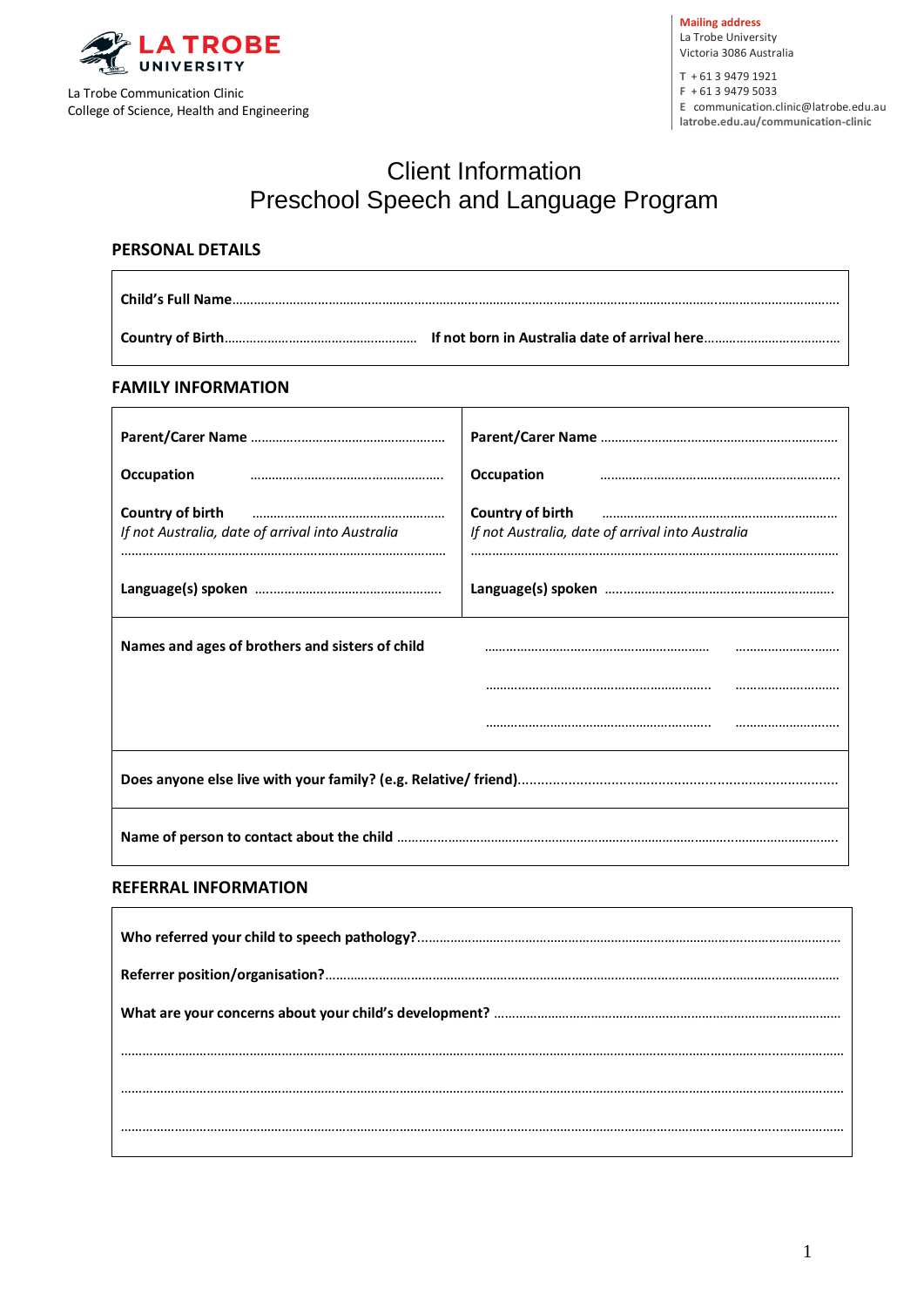LA TROBE UNIVERSITY

La Trobe Communication Clinic
College of Science, Health and Engineering

**Mailing address**
La Trobe University
Victoria 3086 Australia

T + 61 3 9479 1921
F + 61 3 9479 5033
E communication.clinic@latrobe.edu.au
**latrobe.edu.au/communication-clinic**

# Client Information
# Preschool Speech and Language Program

## PERSONAL DETAILS

**Child's Full Name**........................................................................................................................................

**Country of Birth**........................................ **If not born in Australia date of arrival here**..................................

## FAMILY INFORMATION

| | |
|---|---|
| **Parent/Carer Name** ........................................ | **Parent/Carer Name** ........................................ |
| **Occupation** ........................................ | **Occupation** ........................................ |
| **Country of birth** ........................................ | **Country of birth** ........................................ |
| *If not Australia, date of arrival into Australia* ........................................ | *If not Australia, date of arrival into Australia* ........................................ |
| **Language(s) spoken** ........................................ | **Language(s) spoken** ........................................ |

**Names and ages of brothers and sisters of child** ........................................ ..............

........................................ ..............

........................................ ..............

**Does anyone else live with your family? (e.g. Relative/ friend)**..............................................................

**Name of person to contact about the child** ..............................................................................

## REFERRAL INFORMATION

**Who referred your child to speech pathology?**..............................................................................

**Referrer position/organisation?**..............................................................................

**What are your concerns about your child's development?** ..............................................................

..............................................................................................................................

..............................................................................................................................

..............................................................................................................................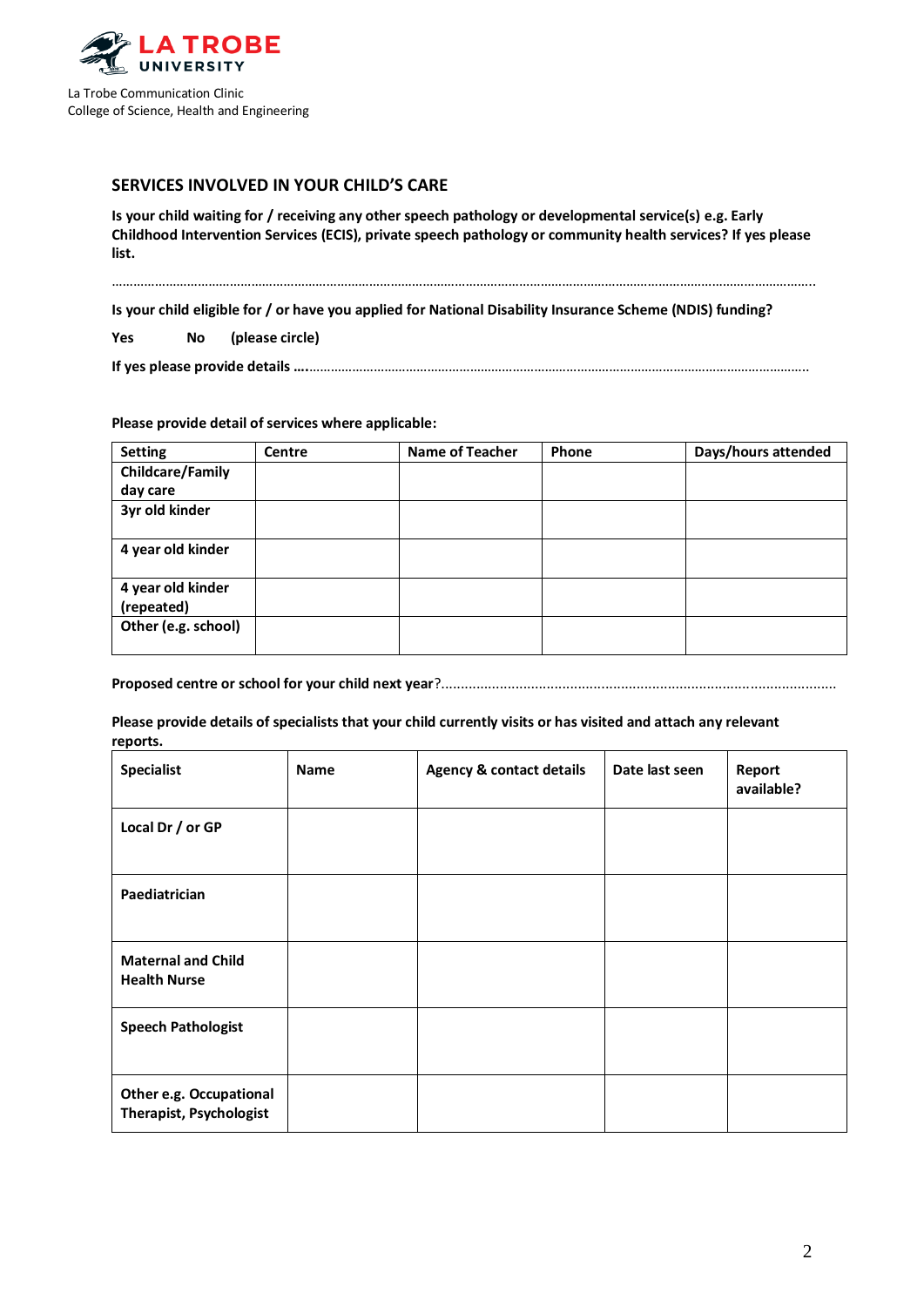La Trobe Communication Clinic
College of Science, Health and Engineering

## SERVICES INVOLVED IN YOUR CHILD'S CARE

**Is your child waiting for / receiving any other speech pathology or developmental service(s) e.g. Early Childhood Intervention Services (ECIS), private speech pathology or community health services? If yes please list.**

…………………………………………………………………………………………………………………………………………………………………

**Is your child eligible for / or have you applied for National Disability Insurance Scheme (NDIS) funding?**

**Yes No (please circle)**

**If yes please provide details ….**………………………………………………………………………………………………………………………

**Please provide detail of services where applicable:**

| Setting | Centre | Name of Teacher | Phone | Days/hours attended |
|---|---|---|---|---|
| Childcare/Family day care | | | | |
| 3yr old kinder | | | | |
| 4 year old kinder | | | | |
| 4 year old kinder (repeated) | | | | |
| Other (e.g. school) | | | | |

**Proposed centre or school for your child next year**?………………………………………………………………………………………

**Please provide details of specialists that your child currently visits or has visited and attach any relevant reports.**

| Specialist | Name | Agency & contact details | Date last seen | Report available? |
|---|---|---|---|---|
| Local Dr / or GP | | | | |
| Paediatrician | | | | |
| Maternal and Child Health Nurse | | | | |
| Speech Pathologist | | | | |
| Other e.g. Occupational Therapist, Psychologist | | | | |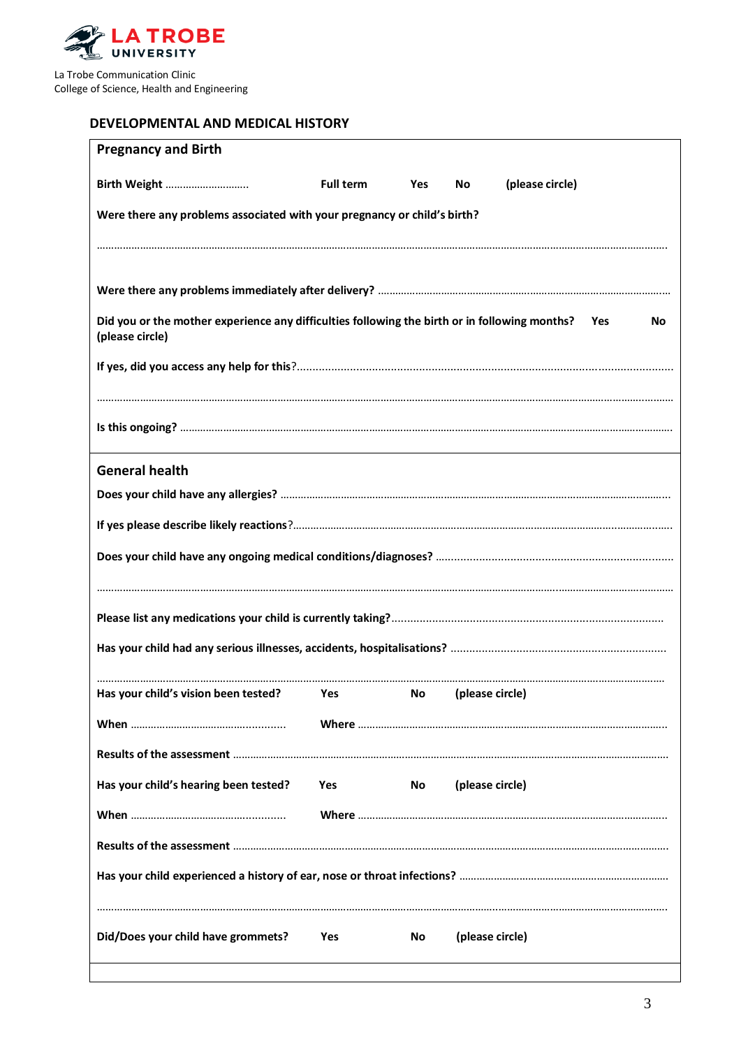LA TROBE UNIVERSITY

La Trobe Communication Clinic
College of Science, Health and Engineering

## DEVELOPMENTAL AND MEDICAL HISTORY

### Pregnancy and Birth

**Birth Weight** ………………………… **Full term** **Yes** **No** **(please circle)**

**Were there any problems associated with your pregnancy or child's birth?**

…………………………………………………………………………………………………………………………………………

**Were there any problems immediately after delivery?** ……………………………………………………………………

**Did you or the mother experience any difficulties following the birth or in following months?** **Yes** **No** **(please circle)**

**If yes, did you access any help for this**?……………………………………………………………………………………

…………………………………………………………………………………………………………………………………………

**Is this ongoing?** ……………………………………………………………………………………………………………………

### General health

**Does your child have any allergies?** …………………………………………………………………………………………

**If yes please describe likely reactions**?……………………………………………………………………………………

**Does your child have any ongoing medical conditions/diagnoses?** ……………………………………………………

…………………………………………………………………………………………………………………………………………

**Please list any medications your child is currently taking?**……………………………………………………………

**Has your child had any serious illnesses, accidents, hospitalisations?** ……………………………………………

…………………………………………………………………………………………………………………………………………

**Has your child's vision been tested?** **Yes** **No** **(please circle)**

**When** …………………………………… **Where** ……………………………………………………………………………

**Results of the assessment** ……………………………………………………………………………………………………

**Has your child's hearing been tested?** **Yes** **No** **(please circle)**

**When** …………………………………… **Where** ……………………………………………………………………………

**Results of the assessment** ……………………………………………………………………………………………………

**Has your child experienced a history of ear, nose or throat infections?** …………………………………………

…………………………………………………………………………………………………………………………………………

**Did/Does your child have grommets?** **Yes** **No** **(please circle)**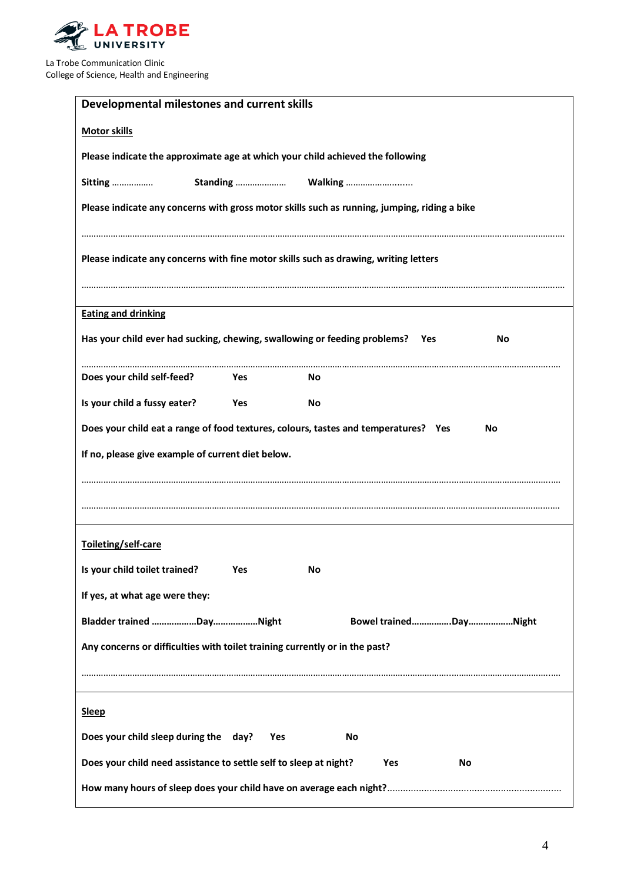La Trobe Communication Clinic
College of Science, Health and Engineering

## Developmental milestones and current skills

**Motor skills**

**Please indicate the approximate age at which your child achieved the following**

**Sitting** …………….  **Standing** ………………..  **Walking** …………………......

**Please indicate any concerns with gross motor skills such as running, jumping, riding a bike**

…………………………………………………………………………………………………………………………………………………………………

**Please indicate any concerns with fine motor skills such as drawing, writing letters**

…………………………………………………………………………………………………………………………………………………………………

**Eating and drinking**

**Has your child ever had sucking, chewing, swallowing or feeding problems?  Yes  No**

…………………………………………………………………………………………………………………………………………………………………

**Does your child self-feed?  Yes  No**

**Is your child a fussy eater?  Yes  No**

**Does your child eat a range of food textures, colours, tastes and temperatures?  Yes  No**

**If no, please give example of current diet below.**

…………………………………………………………………………………………………………………………………………………………………

…………………………………………………………………………………………………………………………………………………………………

**Toileting/self-care**

**Is your child toilet trained?  Yes  No**

**If yes, at what age were they:**

**Bladder trained ………………Day………………Night**  **Bowel trained…………….Day………………Night**

**Any concerns or difficulties with toilet training currently or in the past?**

…………………………………………………………………………………………………………………………………………………………………

**Sleep**

**Does your child sleep during the day?  Yes  No**

**Does your child need assistance to settle self to sleep at night?  Yes  No**

**How many hours of sleep does your child have on average each night?**…………………………………………………………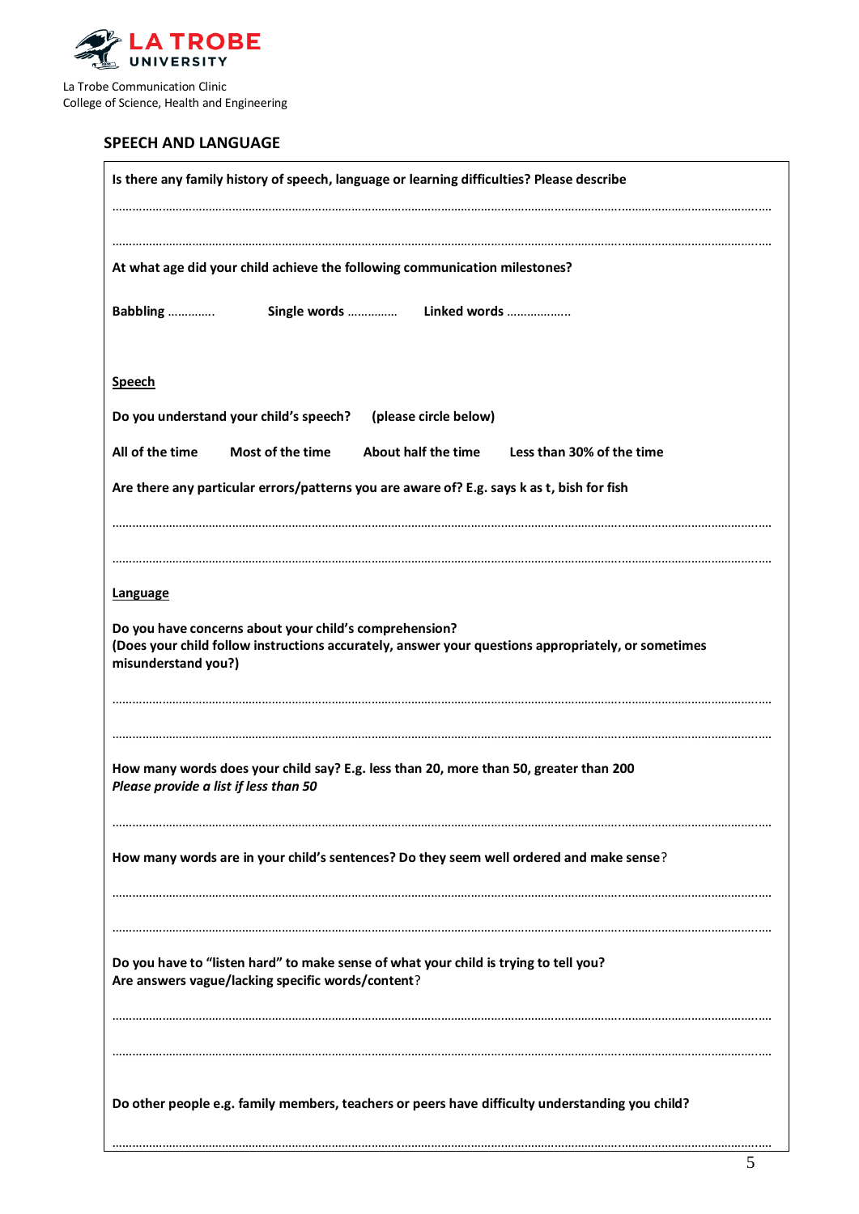LA TROBE UNIVERSITY

La Trobe Communication Clinic
College of Science, Health and Engineering

## SPEECH AND LANGUAGE

**Is there any family history of speech, language or learning difficulties? Please describe**

……………………………………………………………………………………………………………………………………………………………

……………………………………………………………………………………………………………………………………………………………

**At what age did your child achieve the following communication milestones?**

**Babbling** …………..  **Single words** ……………  **Linked words** ………………..

**Speech**

**Do you understand your child's speech?** **(please circle below)**

**All of the time** **Most of the time** **About half the time** **Less than 30% of the time**

**Are there any particular errors/patterns you are aware of? E.g. says k as t, bish for fish**

……………………………………………………………………………………………………………………………………………………………

……………………………………………………………………………………………………………………………………………………………

**Language**

**Do you have concerns about your child's comprehension?**
**(Does your child follow instructions accurately, answer your questions appropriately, or sometimes misunderstand you?)**

……………………………………………………………………………………………………………………………………………………………

……………………………………………………………………………………………………………………………………………………………

**How many words does your child say? E.g. less than 20, more than 50, greater than 200**
***Please provide a list if less than 50***

……………………………………………………………………………………………………………………………………………………………

**How many words are in your child's sentences? Do they seem well ordered and make sense**?

……………………………………………………………………………………………………………………………………………………………

……………………………………………………………………………………………………………………………………………………………

**Do you have to "listen hard" to make sense of what your child is trying to tell you?**
**Are answers vague/lacking specific words/content**?

……………………………………………………………………………………………………………………………………………………………

……………………………………………………………………………………………………………………………………………………………

**Do other people e.g. family members, teachers or peers have difficulty understanding you child?**

……………………………………………………………………………………………………………………………………………………………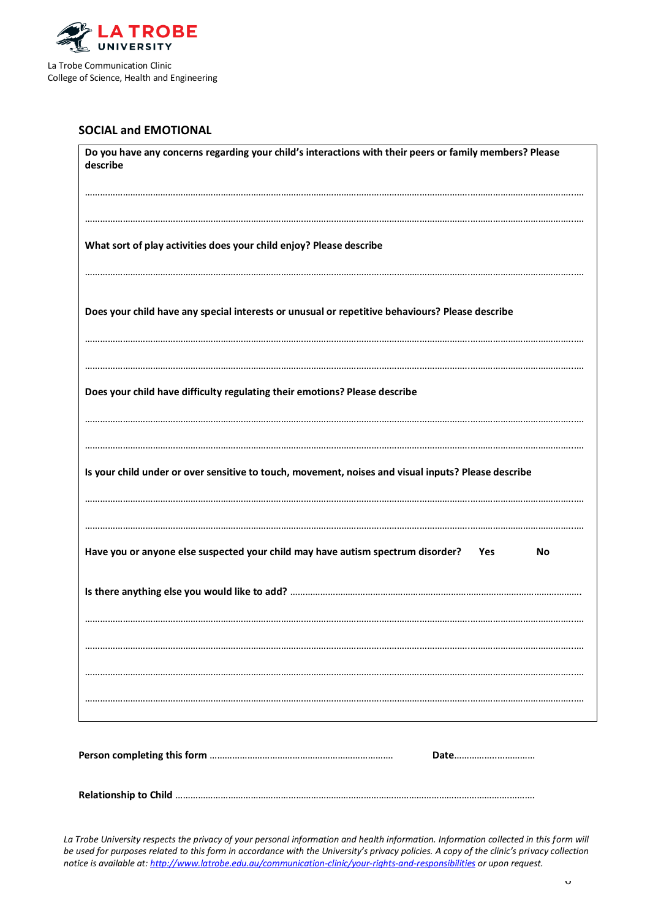La Trobe Communication Clinic
College of Science, Health and Engineering

## SOCIAL and EMOTIONAL

**Do you have any concerns regarding your child's interactions with their peers or family members? Please describe**

………………………………………………………………………………………………………………………………………………………………………

………………………………………………………………………………………………………………………………………………………………………

**What sort of play activities does your child enjoy? Please describe**

………………………………………………………………………………………………………………………………………………………………………

**Does your child have any special interests or unusual or repetitive behaviours? Please describe**

………………………………………………………………………………………………………………………………………………………………………

………………………………………………………………………………………………………………………………………………………………………

**Does your child have difficulty regulating their emotions? Please describe**

………………………………………………………………………………………………………………………………………………………………………

………………………………………………………………………………………………………………………………………………………………………

**Is your child under or over sensitive to touch, movement, noises and visual inputs? Please describe**

………………………………………………………………………………………………………………………………………………………………………

………………………………………………………………………………………………………………………………………………………………………

**Have you or anyone else suspected your child may have autism spectrum disorder?** **Yes** **No**

**Is there anything else you would like to add?** ………………………………………………………………………………………………

………………………………………………………………………………………………………………………………………………………………………

………………………………………………………………………………………………………………………………………………………………………

………………………………………………………………………………………………………………………………………………………………………

………………………………………………………………………………………………………………………………………………………………………

**Person completing this form** ……………………………………………………………… **Date**……………………………

**Relationship to Child** ……………………………………………………………………………………………………………………

*La Trobe University respects the privacy of your personal information and health information. Information collected in this form will be used for purposes related to this form in accordance with the University's privacy policies. A copy of the clinic's privacy collection notice is available at: [http://www.latrobe.edu.au/communication-clinic/your-rights-and-responsibilities](http://www.latrobe.edu.au/communication-clinic/your-rights-and-responsibilities) or upon request.*